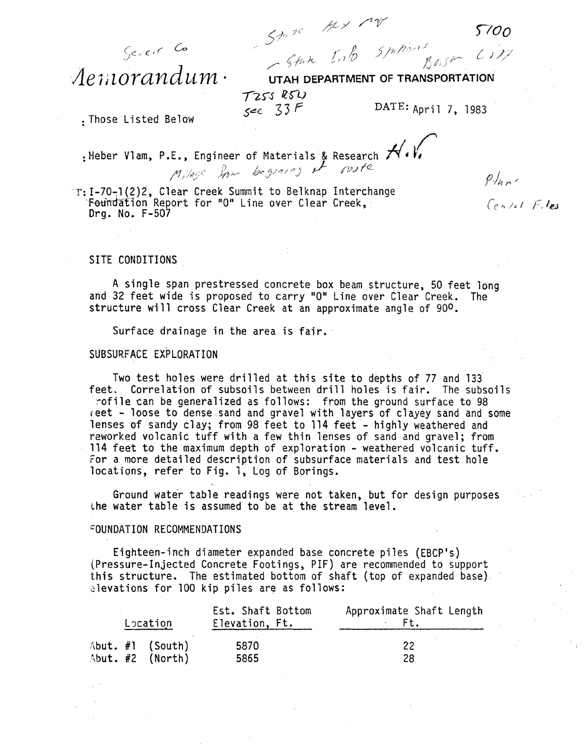Sevier Co

State Hy Rt
- State Info Stations Basin City

5100

# Memorandum

**UTAH DEPARTMENT OF TRANSPORTATION**

T25S R5W
Sec 33F

DATE: April 7, 1983

: Those Listed Below

: Heber Vlam, P.E., Engineer of Materials & Research H.V.

Mileage from beginning of route

Plans
Central Files

T: I-70-1(2)2, Clear Creek Summit to Belknap Interchange
Foundation Report for "O" Line over Clear Creek,
Drg. No. F-507

## SITE CONDITIONS

A single span prestressed concrete box beam structure, 50 feet long and 32 feet wide is proposed to carry "O" Line over Clear Creek. The structure will cross Clear Creek at an approximate angle of 90°.

Surface drainage in the area is fair.

## SUBSURFACE EXPLORATION

Two test holes were drilled at this site to depths of 77 and 133 feet. Correlation of subsoils between drill holes is fair. The subsoils profile can be generalized as follows: from the ground surface to 98 feet - loose to dense sand and gravel with layers of clayey sand and some lenses of sandy clay; from 98 feet to 114 feet - highly weathered and reworked volcanic tuff with a few thin lenses of sand and gravel; from 114 feet to the maximum depth of exploration - weathered volcanic tuff. For a more detailed description of subsurface materials and test hole locations, refer to Fig. 1, Log of Borings.

Ground water table readings were not taken, but for design purposes the water table is assumed to be at the stream level.

## FOUNDATION RECOMMENDATIONS

Eighteen-inch diameter expanded base concrete piles (EBCP's) (Pressure-Injected Concrete Footings, PIF) are recommended to support this structure. The estimated bottom of shaft (top of expanded base) elevations for 100 kip piles are as follows:

| Location | Est. Shaft Bottom Elevation, Ft. | Approximate Shaft Length Ft. |
|---|---|---|
| Abut. #1 (South) | 5870 | 22 |
| Abut. #2 (North) | 5865 | 28 |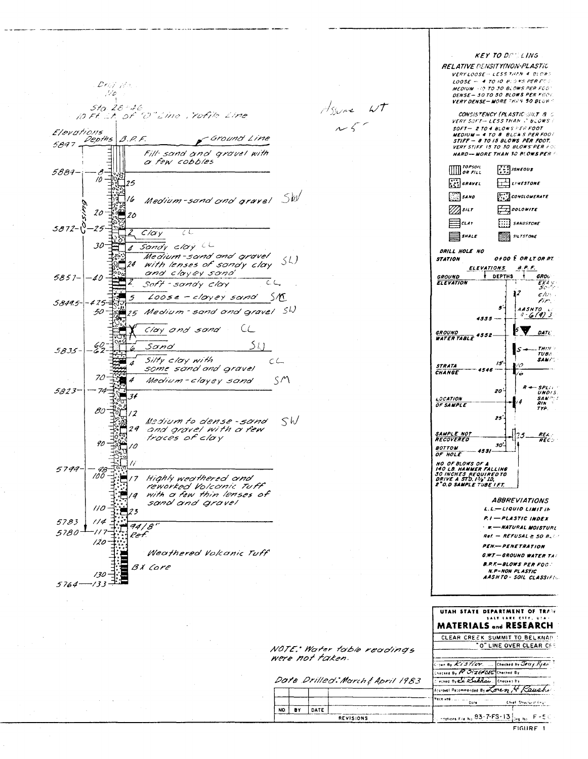Drill Hole No. 1

Sta 28+46
10 Ft Lt of "O" Line Profile Line

Assume WT ~5'

| Elevations | Depths | B.P.F. | Description | Class |
|---|---|---|---|---|
| 5897 | 0 | | Ground Line | |
| | | | Fill-sand and gravel with a few cobbles | |
| 5889 | 8 | | | |
| | 10 | 25 | Medium-sand and gravel | SW |
| | | 16 | | |
| | 20 | 20 | | |
| 5872 | 25 | 2 | Clay | CL |
| | 30 | 4 | Sandy clay | CL |
| | | 24 | Medium-sand and gravel with lenses of sandy clay and clayey sand | SW |
| 5857 | 40 | 2 | Soft-sandy clay | CL |
| | | 5 | Loose-clayey sand | SM |
| 5849.5 | 47.5 | | | |
| | 50 | 25 | Medium-sand and gravel | SW |
| | | X | Clay and sand | CL |
| | 60 | | | |
| 5835 | 62 | 6 | Sand | SW |
| | | 4 | Silty clay with some sand and gravel | CL |
| | 70 | 4 | Medium-clayey sand | SM |
| 5823 | 74 | 34 | | |
| | 80 | 12 | Medium to dense-sand and gravel with a few traces of clay | SW |
| | | 29 | | |
| | 90 | 10 | | |
| | | 11 | | |
| 5799 | 98 | | | |
| | 100 | 17 | Highly weathered and reworked Volcanic Tuff with a few thin lenses of sand and gravel | |
| | | 19 | | |
| | 110 | 23 | | |
| 5783 | 114 | 94/8" | | |
| 5780 | 117 | Ref. | | |
| | 120 | | Weathered Volcanic Tuff | |
| | | | BX Core | |
| | 130 | | | |
| 5764 | 133 | | | |

Casing (to 114 ft)

NOTE: Water table readings were not taken.

Date Drilled: March & April 1983

## KEY TO DRILLING

**RELATIVE DENSITY (NON-PLASTIC)**
- VERY LOOSE — LESS THAN 4 BLOWS
- LOOSE — 4 TO 10 BLOWS PER FOOT
- MEDIUM — 10 TO 30 BLOWS PER FOOT
- DENSE — 30 TO 50 BLOWS PER FOOT
- VERY DENSE — MORE THAN 50 BLOWS

**CONSISTENCY (PLASTIC SILT & CLAY)**
- VERY SOFT — LESS THAN 2 BLOWS
- SOFT — 2 TO 4 BLOWS PER FOOT
- MEDIUM — 4 TO 8 BLOWS PER FOOT
- STIFF — 8 TO 15 BLOWS PER FOOT
- VERY STIFF 15 TO 30 BLOWS PER FOOT
- HARD — MORE THAN 30 BLOWS PER FOOT

| Symbol | Symbol |
|---|---|
| TOPSOIL OR FILL | IGNEOUS |
| GRAVEL | LIMESTONE |
| SAND | CONGLOMERATE |
| SILT | DOLOMITE |
| CLAY | SANDSTONE |
| SHALE | SILTSTONE |

DRILL HOLE NO
STATION 0+00 ℄ OR LT OR RT

ELEVATIONS — DEPTHS — B.P.F.

- GROUND ELEVATION
- 4555 — AASHTO A-6(4)
- GROUND WATER TABLE 4552 — DATE
- S ← THIN WALL TUBE SAMPLE
- STRATA CHANGE 4546
- R ← SPLIT UNDISTURBED SAMPLE RING TYPE
- LOCATION OF SAMPLE
- SAMPLE NOT RECOVERED — 25 — REASON RECOVERED
- BOTTOM OF HOLE 4531

NO OF BLOWS OF A 140 LB. HAMMER FALLING 30 INCHES REQUIRED TO DRIVE A STD. 1 3/8" I.D., 2" O.D SAMPLE TUBE 1 FT.

### ABBREVIATIONS
- L.L — LIQUID LIMIT IN
- P.I — PLASTIC INDEX
- w — NATURAL MOISTURE
- Ref. — REFUSAL ≥ 50 BLOWS
- PEN — PENETRATION
- G.W.T — GROUND WATER TABLE
- B.P.F — BLOWS PER FOOT
- N.P — NON PLASTIC
- AASHTO - SOIL CLASSIFICATION

**UTAH STATE DEPARTMENT OF TRANSPORTATION**
SALT LAKE CITY, UTAH
**MATERIALS and RESEARCH**

CLEAR CREEK SUMMIT TO BELKNAP
"O" LINE OVER CLEAR CREEK

| | |
|---|---|
| Drawn By Kistler | Checked By Jerry Ryan |
| Checked By R Sizemore | Checked By |
| Checked By Al Sakhai | Checked By |
| Approval Recommended By Loren H Rauche | |
| Received Date | Chief Structural Engr. |
| Foundations File No. 83-7-FS-13 | Drg No. F-5 |

| NO | BY | DATE | REVISIONS |
|---|---|---|---|
| | | | |

FIGURE 1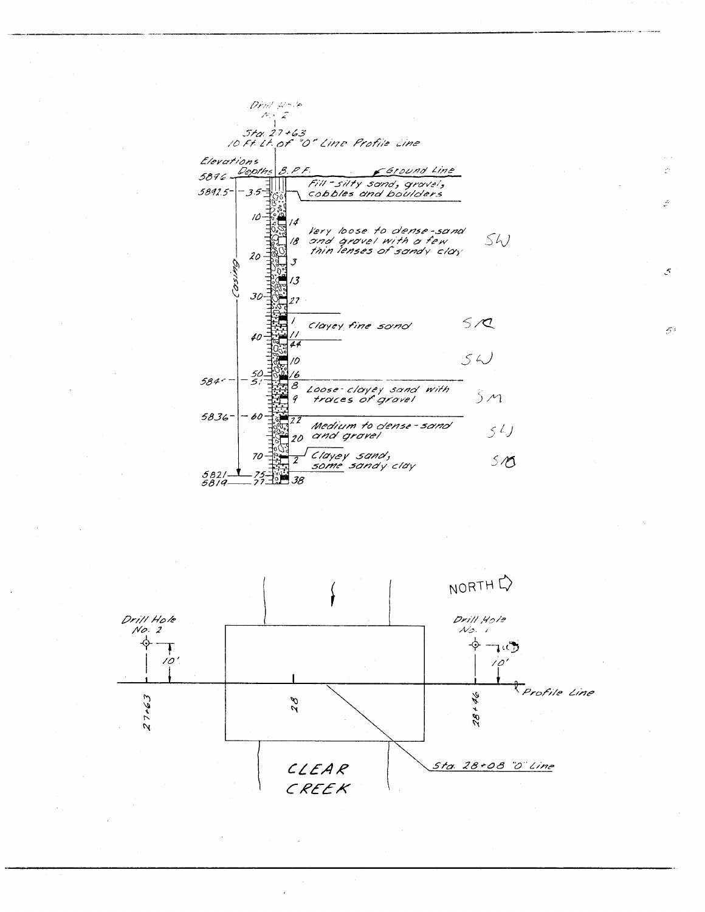Drill Hole No. 2

Sta. 27+63
10 Ft. Lt. of "O" Line Profile Line

| Elevations | Depths | B.P.F. | Description | |
|---|---|---|---|---|
| 5896 | 0 | | Ground Line | |
| | | | Fill - silty sand, gravel, cobbles and boulders | |
| 5892.5 | 3.5 | | | |
| | 10 | 14 | Very loose to dense - sand and gravel with a few thin lenses of sandy clay | SW |
| | | 18 | | |
| | 20 | 3 | | |
| | | 13 | | |
| | 30 | 27 | | |
| | | 1 | Clayey fine sand | SC |
| | 40 | 11 | | |
| | | 44 | | |
| | | 10 | | SW |
| | 50 | 16 | | |
| 584- | 5- | 8 | Loose - clayey sand with traces of gravel | SM |
| | | 9 | | |
| 5836 | 60 | 22 | Medium to dense - sand and gravel | SW |
| | | 20 | | |
| | 70 | 2 | Clayey sand, some sandy clay | SC |
| 5821 | 75 | | | |
| 5819 | 77 | 38 | | |

Casing (to 75 ft)

NORTH

Drill Hole No. 2 — 10' — 27+63

Drill Hole No. 1 — 10' — 28+46

28

Profile Line

Sta. 28+08 "O" Line

CLEAR CREEK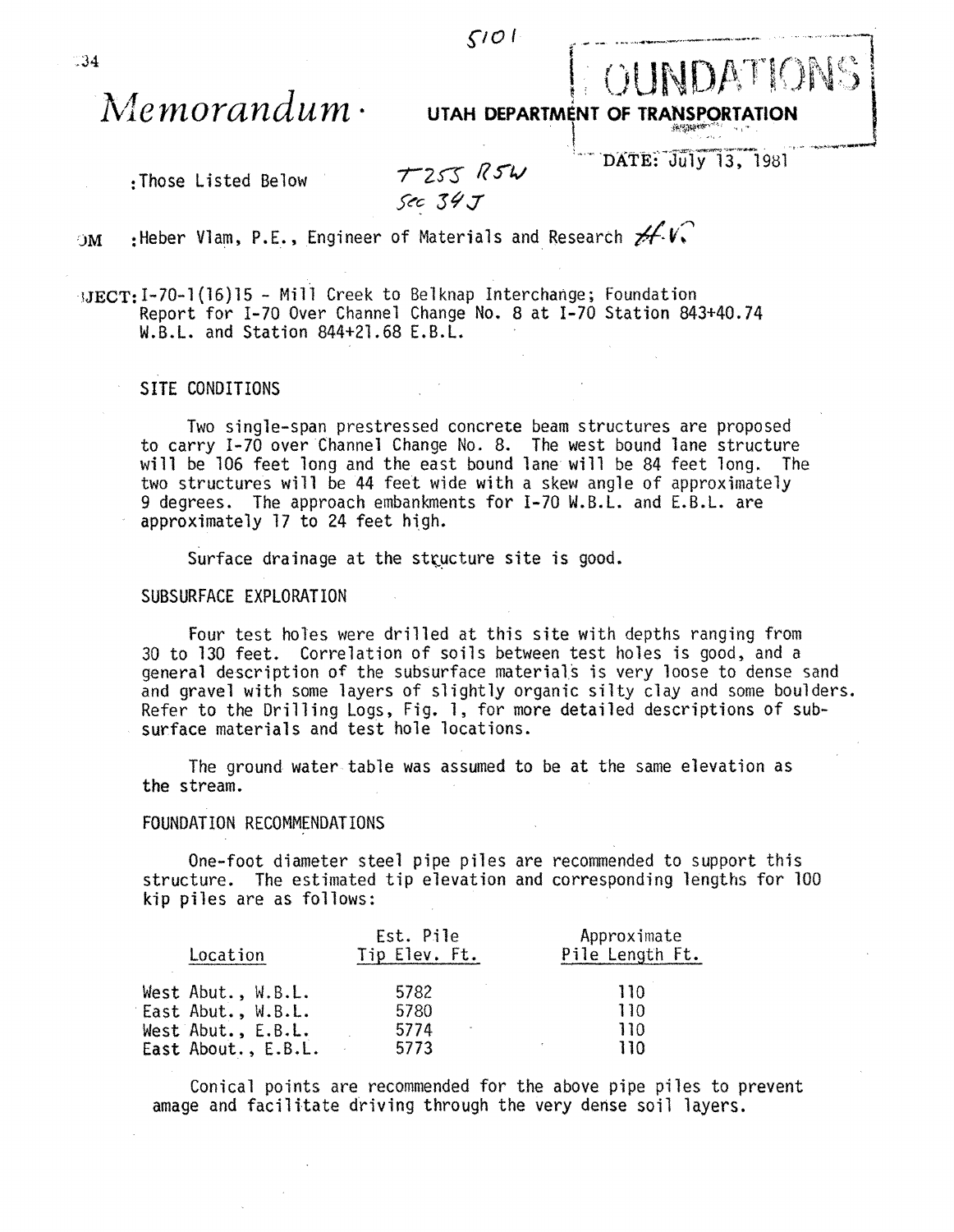5101

# Memorandum · UTAH DEPARTMENT OF TRANSPORTATION

FOUNDATIONS

DATE: July 13, 1981

:Those Listed Below

T25S R5W
Sec 34J

OM :Heber Vlam, P.E., Engineer of Materials and Research H.V.

JECT: I-70-1(16)15 - Mill Creek to Belknap Interchange; Foundation Report for I-70 Over Channel Change No. 8 at I-70 Station 843+40.74 W.B.L. and Station 844+21.68 E.B.L.

## SITE CONDITIONS

Two single-span prestressed concrete beam structures are proposed to carry I-70 over Channel Change No. 8. The west bound lane structure will be 106 feet long and the east bound lane will be 84 feet long. The two structures will be 44 feet wide with a skew angle of approximately 9 degrees. The approach embankments for I-70 W.B.L. and E.B.L. are approximately 17 to 24 feet high.

Surface drainage at the stucture site is good.

## SUBSURFACE EXPLORATION

Four test holes were drilled at this site with depths ranging from 30 to 130 feet. Correlation of soils between test holes is good, and a general description of the subsurface materials is very loose to dense sand and gravel with some layers of slightly organic silty clay and some boulders. Refer to the Drilling Logs, Fig. 1, for more detailed descriptions of subsurface materials and test hole locations.

The ground water table was assumed to be at the same elevation as the stream.

## FOUNDATION RECOMMENDATIONS

One-foot diameter steel pipe piles are recommended to support this structure. The estimated tip elevation and corresponding lengths for 100 kip piles are as follows:

| Location | Est. Pile Tip Elev. Ft. | Approximate Pile Length Ft. |
|---|---|---|
| West Abut., W.B.L. | 5782 | 110 |
| East Abut., W.B.L. | 5780 | 110 |
| West Abut., E.B.L. | 5774 | 110 |
| East About., E.B.L. | 5773 | 110 |

Conical points are recommended for the above pipe piles to prevent amage and facilitate driving through the very dense soil layers.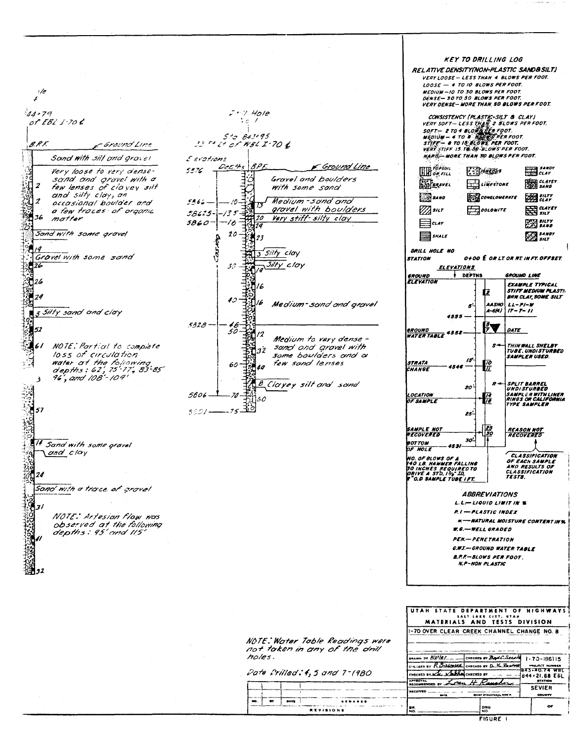## Drill Hole (partially cut off)

Sta ...44+79 ... of EBL I-70 ℄

| B.P.F. | Description |
|---|---|
| | Ground Line |
| | Sand with silt and gravel |
| 2 | Very loose to very dense-sand and gravel with a few lenses of clayey silt and silty clay, an occasional boulder and a few traces of organic matter |
| 2 | |
| 36 | |
| | Sand with some gravel |
| 19 | |
| | Gravel with some sand |
| 26 | |
| 26 | |
| 29 | |
| 5 | Silty sand and clay |
| 52 | |
| 61 | NOTE: Partial to complete loss of circulation water at the following depths: 62', 75'-77', 83'-85' 96', and 108'-109' |
| 3 | |
| 57 | |
| 14 | Sand with some gravel and clay |
| 24 | |
| | Sand with a trace of gravel |
| 31 | NOTE: Artesian flow was observed at the following depths: 95' and 115' |
| 41 | |
| 32 | |

## Drill Hole No. 1

Sta 843+95
33' Lt of WBL I-70 ℄

| Elevations | Depths | B.P.F. | Description |
|---|---|---|---|
| 5876 | | | Ground Line |
| | | | Gravel and boulders with some sand |
| 5866 | 10 | 13 | Medium-sand and gravel with boulders |
| 5862.5 | 13.5 | 20 | Very stiff-silty clay |
| 5860 | 16 | 24 | |
| | 20 | 23 | |
| | | 3 | Silty clay |
| | 30 | 14 | Silty clay |
| | | 16 | |
| | 40 | 16 | Medium-sand and gravel |
| 5828 | 48 | | |
| | 50 | 12 | Medium to very dense-sand and gravel with some boulders and a few sand lenses |
| | | 32 | |
| | 60 | 40 | |
| | | 8 | Clayey silt and sand |
| 5806 | 70 | 60 | |
| 5801 | 75 | | |

Casing (to approx. 70')

NOTE: Water Table Readings were not taken in any of the drill holes.

Date Drilled: 4, 5 and 7-1980

## KEY TO DRILLING LOG

**RELATIVE DENSITY (NON-PLASTIC SAND & SILT)**

- VERY LOOSE — LESS THAN 4 BLOWS PER FOOT.
- LOOSE — 4 TO 10 BLOWS PER FOOT.
- MEDIUM — 10 TO 30 BLOWS PER FOOT.
- DENSE — 30 TO 50 BLOWS PER FOOT.
- VERY DENSE — MORE THAN 50 BLOWS PER FOOT.

**CONSISTENCY (PLASTIC-SILT & CLAY)**

- VERY SOFT — LESS THAN 2 BLOWS PER FOOT.
- SOFT — 2 TO 4 BLOWS PER FOOT.
- MEDIUM — 4 TO 8 BLOWS PER FOOT.
- STIFF — 8 TO 15 BLOWS PER FOOT.
- VERY STIFF 15 TO 30 BLOWS PER FOOT.
- HARD — MORE THAN 30 BLOWS PER FOOT.

Legend symbols: TOPSOIL OR FILL, IGNEOUS, SANDY CLAY, GRAVEL, LIMESTONE, CLAYEY SAND, SAND, CONGLOMERATE, SILTY CLAY, SILT, DOLOMITE, CLAYEY SILT, CLAY, SILTY SAND, SHALE, SANDY SILT

**Example log:**

DRILL HOLE NO
STATION 0+00 ℄ OR LT OR RT IN FT. OFFSET

- GROUND ELEVATION — ELEVATIONS / DEPTHS — GROUND LINE
- EXAMPLE TYPICAL STIFF MEDIUM PLASTIC BRN CLAY, SOME SILT
- 5' — AASHO A-6(4) — LL-PI-W 17-7-11
- 4555
- GROUND WATER TABLE 4552 — DATE
- S — THIN WALL SHELBY TUBE, UNDISTURBED SAMPLER USED.
- STRATA CHANGE 4546 — 15'
- R — SPLIT BARREL UNDISTURBED SAMPLER WITH LINER RINGS OR CALIFORNIA TYPE SAMPLER
- LOCATION OF SAMPLE — 20'
- 25'
- SAMPLE NOT RECOVERED — REASON NOT RECOVERED
- BOTTOM OF HOLE 4531 — 30'
- NO. OF BLOWS OF A 140 LB. HAMMER FALLING 30 INCHES REQUIRED TO DRIVE A STD. 1⅜" I.D. 2" O.D SAMPLE TUBE 1 FT.
- CLASSIFICATION OF EACH SAMPLE AND RESULTS OF CLASSIFICATION TESTS.

**ABBREVIATIONS**

- L.L. — LIQUID LIMIT IN %
- P.I — PLASTIC INDEX
- w — NATURAL MOISTURE CONTENT IN %
- W.G. — WELL GRADED
- PEN. — PENETRATION
- G.W.T. — GROUND WATER TABLE
- B.P.F. — BLOWS PER FOOT.
- N.P — NON PLASTIC

---

UTAH STATE DEPARTMENT OF HIGHWAYS
SALT LAKE CITY, UTAH
MATERIALS AND TESTS DIVISION

I-70 OVER CLEAR CREEK CHANNEL CHANGE NO. 8

| | | |
|---|---|---|
| DRAWN BY Kistler | CHECKED BY Boyd C. Search | I-70-1(6)115 |
| CHECKED BY R. Sizemore | CHECKED BY D. K. Vasfeld | PROJECT NUMBER |
| CHECKED BY | CHECKED BY | 843+40.74 WBL 844+21.68 EBL STATION |
| APPROVAL RECOMMENDED BY Loren H. Rausher | | SEVIER COUNTY |

FIGURE 1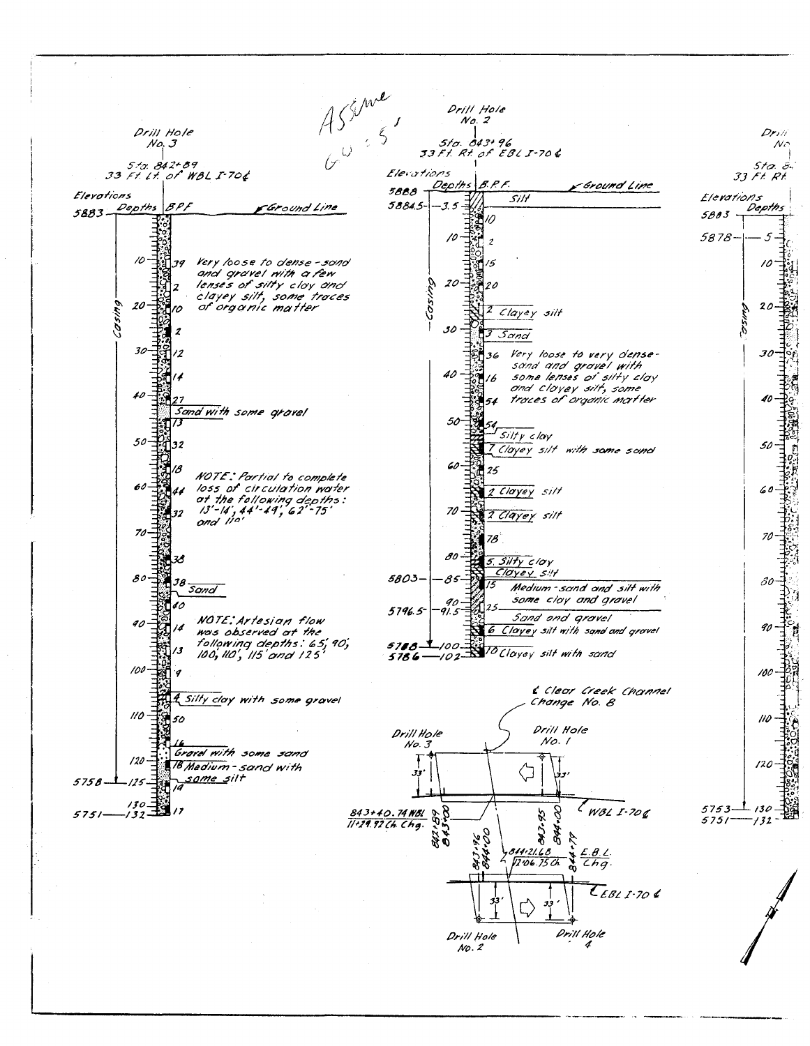Assume GW: 5'

## Drill Hole No. 3

Sta. 842+89
33 Ft. Lt. of WBL I-70 ℄

Elevations — Depths — BPF — Ground Line

5883 — Ground Line

5758 — 125

5751 — 132

Casing

BPF: 39, 2, 10, 2, 12, 14, 27, 13, 32, 18, 44, 32, 38, 38, 40, 14, 13, 9, 4, 50, 16, 18, 14, 17

Very loose to dense-sand and gravel with a few lenses of silty clay and clayey silt, some traces of organic matter

Sand with some gravel

NOTE: Partial to complete loss of circulation water at the following depths: 13'-14', 44'-49', 62'-75' and 110'

Sand

NOTE: Artesian flow was observed at the following depths: 65', 90', 100', 110', 115' and 125'

Silty clay with some gravel

Gravel with some sand

Medium-sand with some silt

## Drill Hole No. 2

Sta. 843+96
33 Ft. Rt. of EBL I-70 ℄

Elevations — Depths — B.P.F. — Ground Line

5888 — Ground Line

5884.5 — 3.5

5803 — 85

5796.5 — 91.5

5788 — 100

5786 — 102

Casing

BPF: 10, 2, 15, 20, 2, 3, 36, 16, 54, 54, 7, 25, 2, 2, 78, 5, 15, 25, 6, 10

Silt

Clayey silt

Sand

Very loose to very dense-sand and gravel with some lenses of silty clay and clayey silt, some traces of organic matter

Silty clay

Clayey silt with some sand

Clayey silt

Clayey silt

Silty clay

Clayey silt

Medium-sand and silt with some clay and gravel

Sand and gravel

Clayey silt with sand and gravel

Clayey silt with sand

## Drill Hole (No. 1)

Sta. 8...
33 Ft. Rt.

Elevations — Depths

5883

5878 — 5

5753 — 130

5751 — 132

Casing

## Plan

℄ Clear Creek Channel Change No. 8

Drill Hole No. 3

Drill Hole No. 1

33'

33'

843+40.74 WBL
11+29.92 Ch. Chg.

842+89
843+00

843+95
844+00

WBL I-70 ℄

843+96
844+00

844+21.68
12+06.75 Ch.

844+79

E.B.L. Chg.

33'

33'

EBL I-70 ℄

Drill Hole No. 2

Drill Hole 4